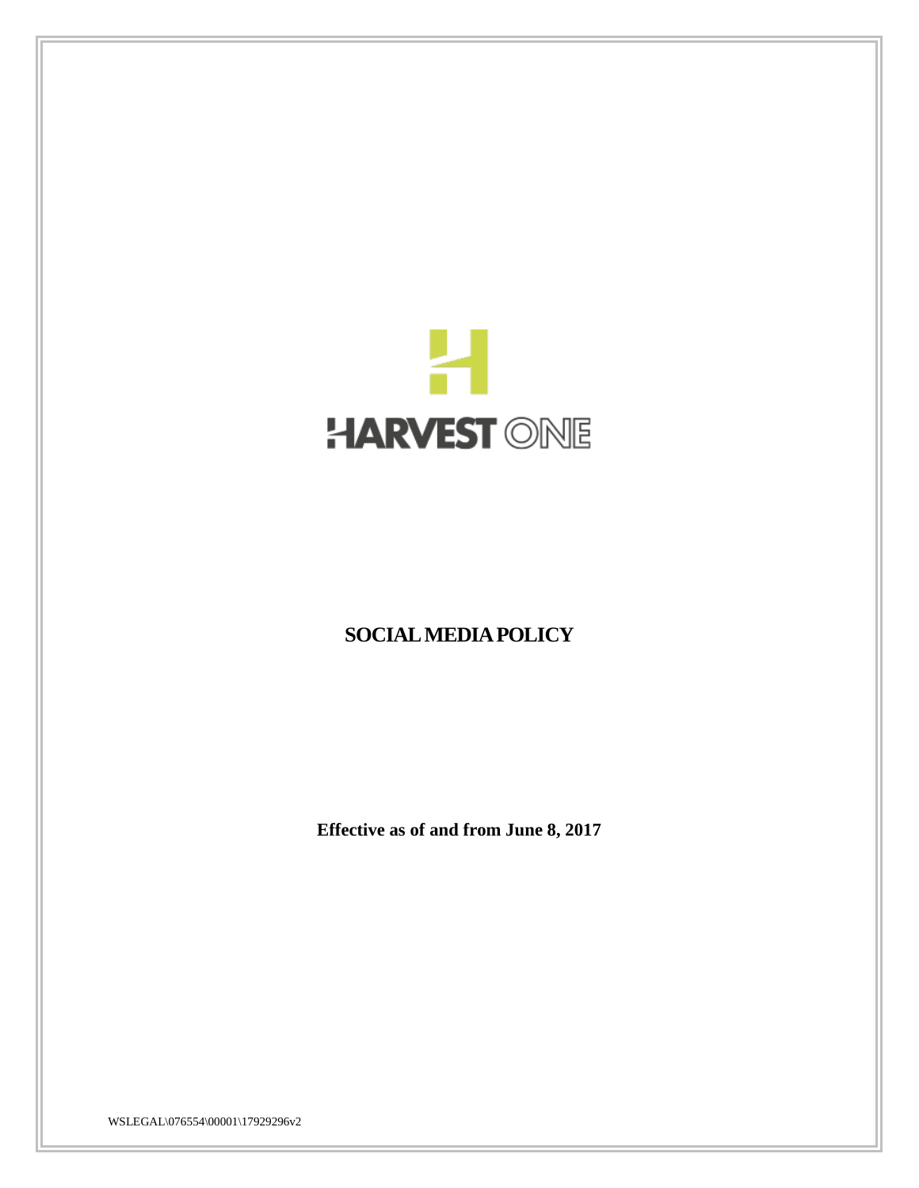HARVEST ONE

# SOCIAL MEDIA POLICY

**Effective as of and from June 8, 2017**

WSLEGAL\076554\00001\17929296v2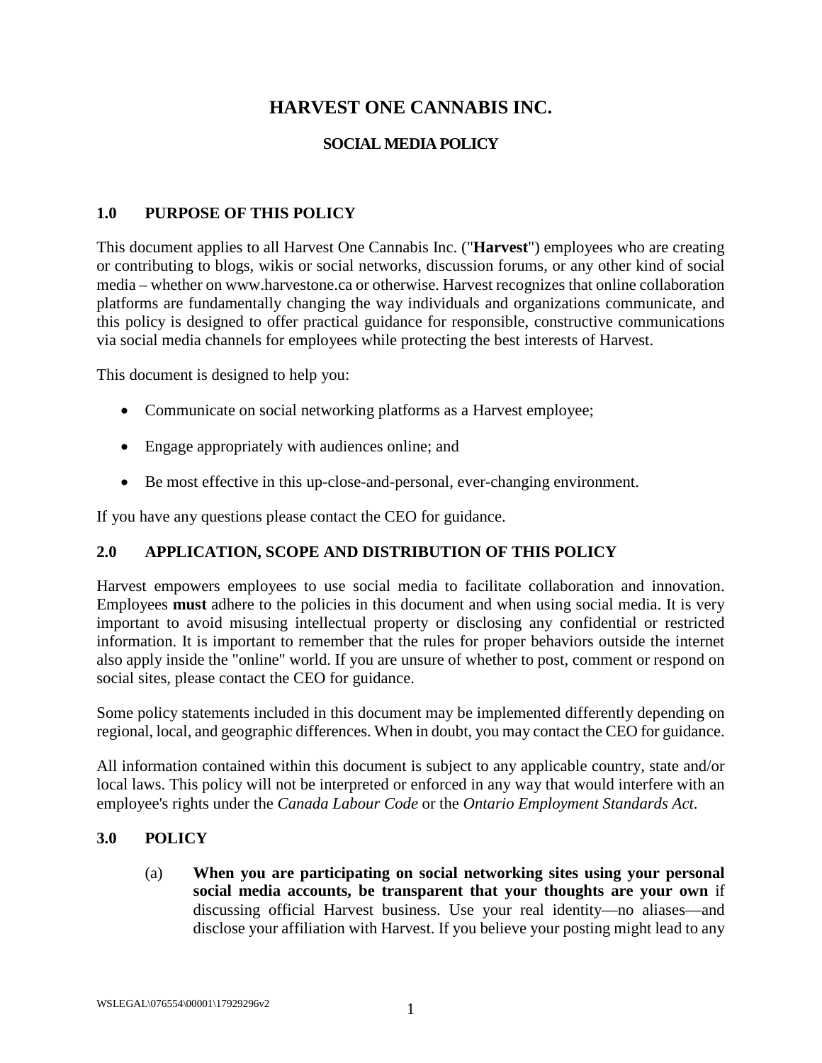# HARVEST ONE CANNABIS INC.

## SOCIAL MEDIA POLICY

### 1.0 PURPOSE OF THIS POLICY

This document applies to all Harvest One Cannabis Inc. ("**Harvest**") employees who are creating or contributing to blogs, wikis or social networks, discussion forums, or any other kind of social media – whether on www.harvestone.ca or otherwise. Harvest recognizes that online collaboration platforms are fundamentally changing the way individuals and organizations communicate, and this policy is designed to offer practical guidance for responsible, constructive communications via social media channels for employees while protecting the best interests of Harvest.

This document is designed to help you:

- Communicate on social networking platforms as a Harvest employee;
- Engage appropriately with audiences online; and
- Be most effective in this up-close-and-personal, ever-changing environment.

If you have any questions please contact the CEO for guidance.

### 2.0 APPLICATION, SCOPE AND DISTRIBUTION OF THIS POLICY

Harvest empowers employees to use social media to facilitate collaboration and innovation. Employees **must** adhere to the policies in this document and when using social media. It is very important to avoid misusing intellectual property or disclosing any confidential or restricted information. It is important to remember that the rules for proper behaviors outside the internet also apply inside the "online" world. If you are unsure of whether to post, comment or respond on social sites, please contact the CEO for guidance.

Some policy statements included in this document may be implemented differently depending on regional, local, and geographic differences. When in doubt, you may contact the CEO for guidance.

All information contained within this document is subject to any applicable country, state and/or local laws. This policy will not be interpreted or enforced in any way that would interfere with an employee's rights under the *Canada Labour Code* or the *Ontario Employment Standards Act*.

### 3.0 POLICY

(a) **When you are participating on social networking sites using your personal social media accounts, be transparent that your thoughts are your own** if discussing official Harvest business. Use your real identity—no aliases—and disclose your affiliation with Harvest. If you believe your posting might lead to any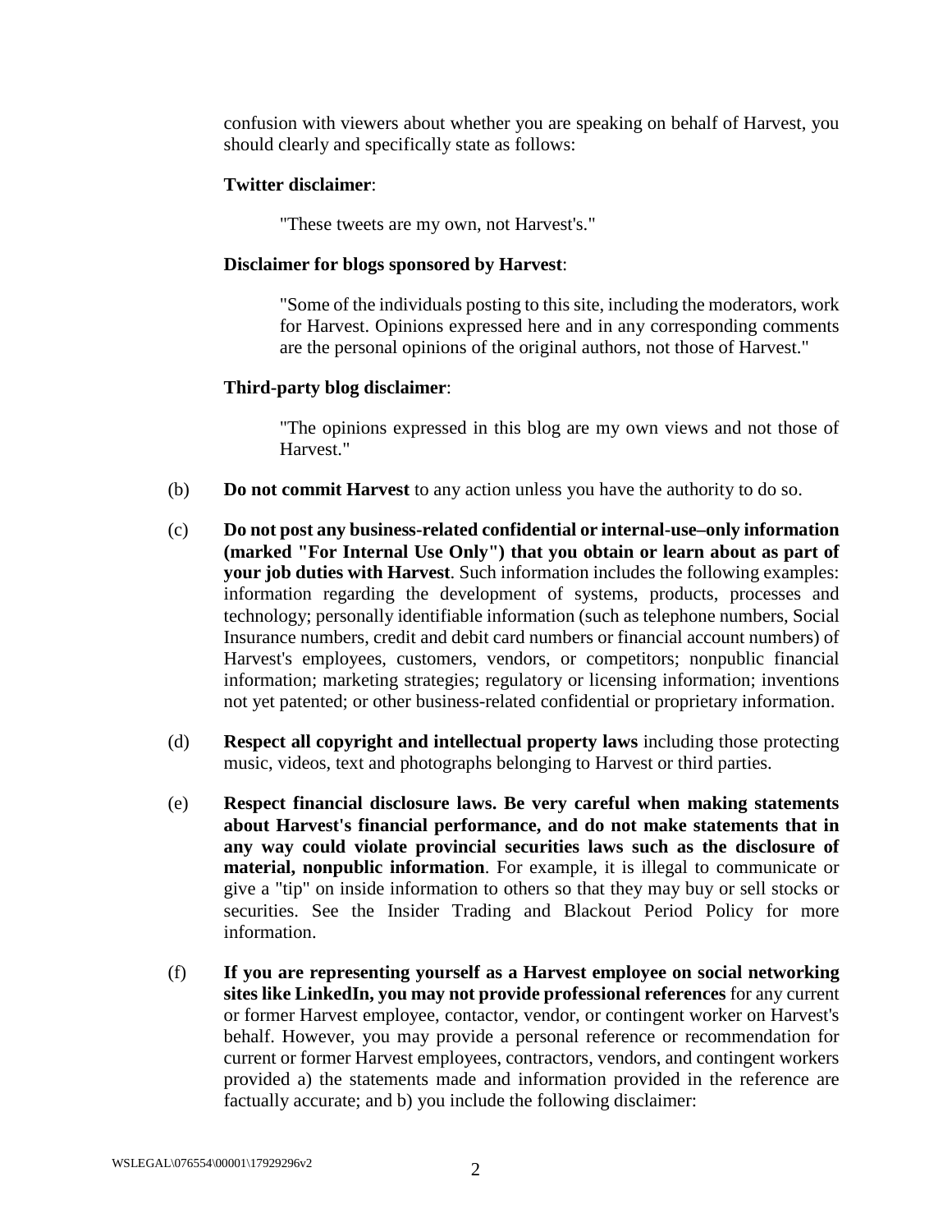confusion with viewers about whether you are speaking on behalf of Harvest, you should clearly and specifically state as follows:

**Twitter disclaimer**:

> "These tweets are my own, not Harvest's."

**Disclaimer for blogs sponsored by Harvest**:

> "Some of the individuals posting to this site, including the moderators, work for Harvest. Opinions expressed here and in any corresponding comments are the personal opinions of the original authors, not those of Harvest."

**Third-party blog disclaimer**:

> "The opinions expressed in this blog are my own views and not those of Harvest."

(b) **Do not commit Harvest** to any action unless you have the authority to do so.

(c) **Do not post any business-related confidential or internal-use–only information (marked "For Internal Use Only") that you obtain or learn about as part of your job duties with Harvest**. Such information includes the following examples: information regarding the development of systems, products, processes and technology; personally identifiable information (such as telephone numbers, Social Insurance numbers, credit and debit card numbers or financial account numbers) of Harvest's employees, customers, vendors, or competitors; nonpublic financial information; marketing strategies; regulatory or licensing information; inventions not yet patented; or other business-related confidential or proprietary information.

(d) **Respect all copyright and intellectual property laws** including those protecting music, videos, text and photographs belonging to Harvest or third parties.

(e) **Respect financial disclosure laws. Be very careful when making statements about Harvest's financial performance, and do not make statements that in any way could violate provincial securities laws such as the disclosure of material, nonpublic information**. For example, it is illegal to communicate or give a "tip" on inside information to others so that they may buy or sell stocks or securities. See the Insider Trading and Blackout Period Policy for more information.

(f) **If you are representing yourself as a Harvest employee on social networking sites like LinkedIn, you may not provide professional references** for any current or former Harvest employee, contactor, vendor, or contingent worker on Harvest's behalf. However, you may provide a personal reference or recommendation for current or former Harvest employees, contractors, vendors, and contingent workers provided a) the statements made and information provided in the reference are factually accurate; and b) you include the following disclaimer: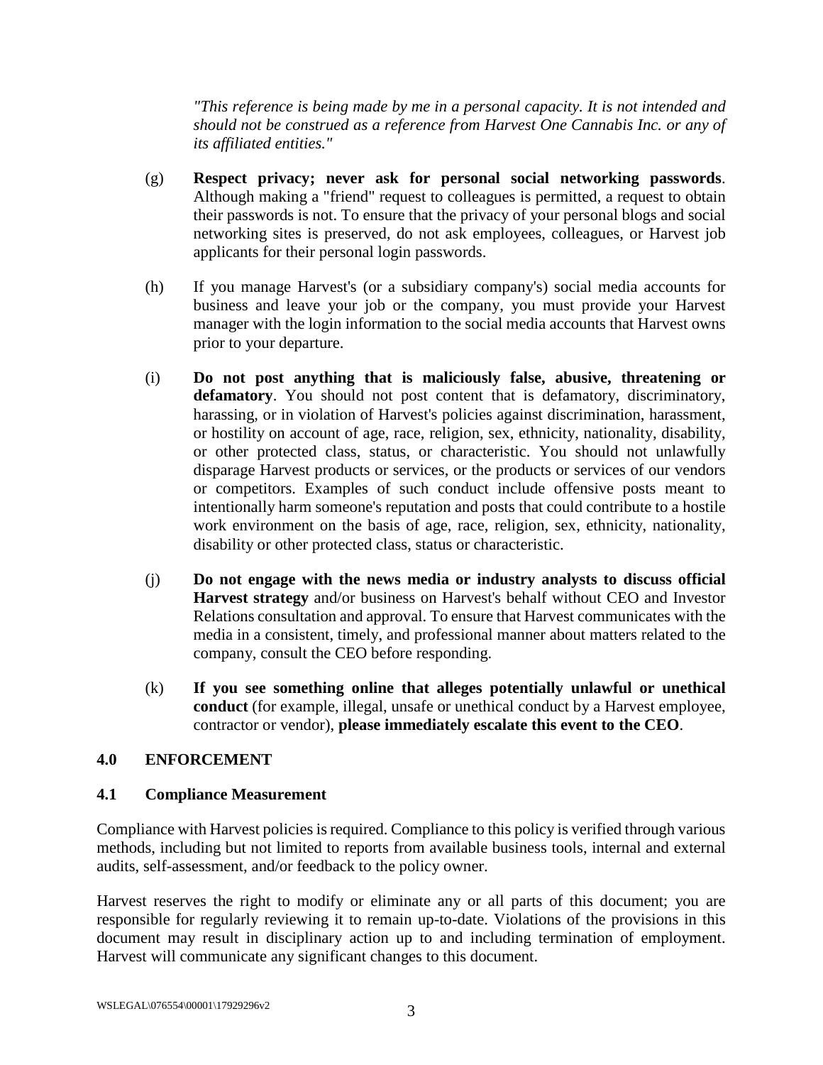*"This reference is being made by me in a personal capacity. It is not intended and should not be construed as a reference from Harvest One Cannabis Inc. or any of its affiliated entities."*

(g) **Respect privacy; never ask for personal social networking passwords**. Although making a "friend" request to colleagues is permitted, a request to obtain their passwords is not. To ensure that the privacy of your personal blogs and social networking sites is preserved, do not ask employees, colleagues, or Harvest job applicants for their personal login passwords.

(h) If you manage Harvest's (or a subsidiary company's) social media accounts for business and leave your job or the company, you must provide your Harvest manager with the login information to the social media accounts that Harvest owns prior to your departure.

(i) **Do not post anything that is maliciously false, abusive, threatening or defamatory**. You should not post content that is defamatory, discriminatory, harassing, or in violation of Harvest's policies against discrimination, harassment, or hostility on account of age, race, religion, sex, ethnicity, nationality, disability, or other protected class, status, or characteristic. You should not unlawfully disparage Harvest products or services, or the products or services of our vendors or competitors. Examples of such conduct include offensive posts meant to intentionally harm someone's reputation and posts that could contribute to a hostile work environment on the basis of age, race, religion, sex, ethnicity, nationality, disability or other protected class, status or characteristic.

(j) **Do not engage with the news media or industry analysts to discuss official Harvest strategy** and/or business on Harvest's behalf without CEO and Investor Relations consultation and approval. To ensure that Harvest communicates with the media in a consistent, timely, and professional manner about matters related to the company, consult the CEO before responding.

(k) **If you see something online that alleges potentially unlawful or unethical conduct** (for example, illegal, unsafe or unethical conduct by a Harvest employee, contractor or vendor), **please immediately escalate this event to the CEO**.

## 4.0 ENFORCEMENT

### 4.1 Compliance Measurement

Compliance with Harvest policies is required. Compliance to this policy is verified through various methods, including but not limited to reports from available business tools, internal and external audits, self-assessment, and/or feedback to the policy owner.

Harvest reserves the right to modify or eliminate any or all parts of this document; you are responsible for regularly reviewing it to remain up-to-date. Violations of the provisions in this document may result in disciplinary action up to and including termination of employment. Harvest will communicate any significant changes to this document.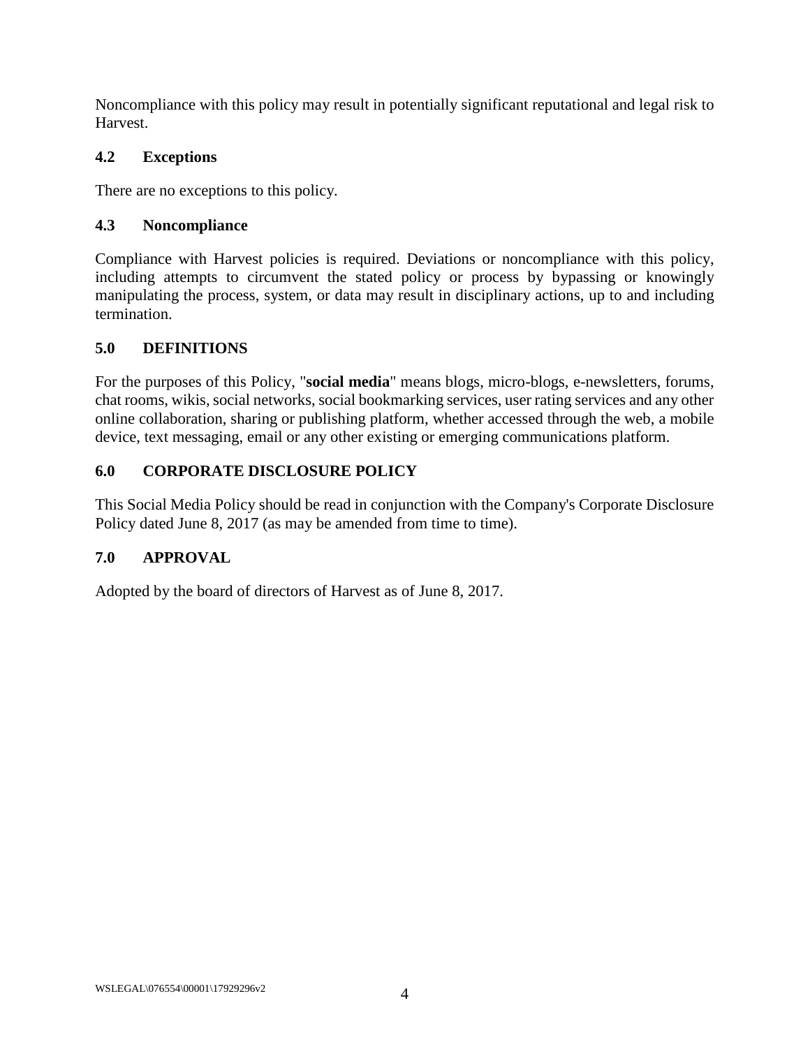Noncompliance with this policy may result in potentially significant reputational and legal risk to Harvest.

### 4.2 Exceptions

There are no exceptions to this policy.

### 4.3 Noncompliance

Compliance with Harvest policies is required. Deviations or noncompliance with this policy, including attempts to circumvent the stated policy or process by bypassing or knowingly manipulating the process, system, or data may result in disciplinary actions, up to and including termination.

## 5.0 DEFINITIONS

For the purposes of this Policy, "**social media**" means blogs, micro-blogs, e-newsletters, forums, chat rooms, wikis, social networks, social bookmarking services, user rating services and any other online collaboration, sharing or publishing platform, whether accessed through the web, a mobile device, text messaging, email or any other existing or emerging communications platform.

## 6.0 CORPORATE DISCLOSURE POLICY

This Social Media Policy should be read in conjunction with the Company's Corporate Disclosure Policy dated June 8, 2017 (as may be amended from time to time).

## 7.0 APPROVAL

Adopted by the board of directors of Harvest as of June 8, 2017.